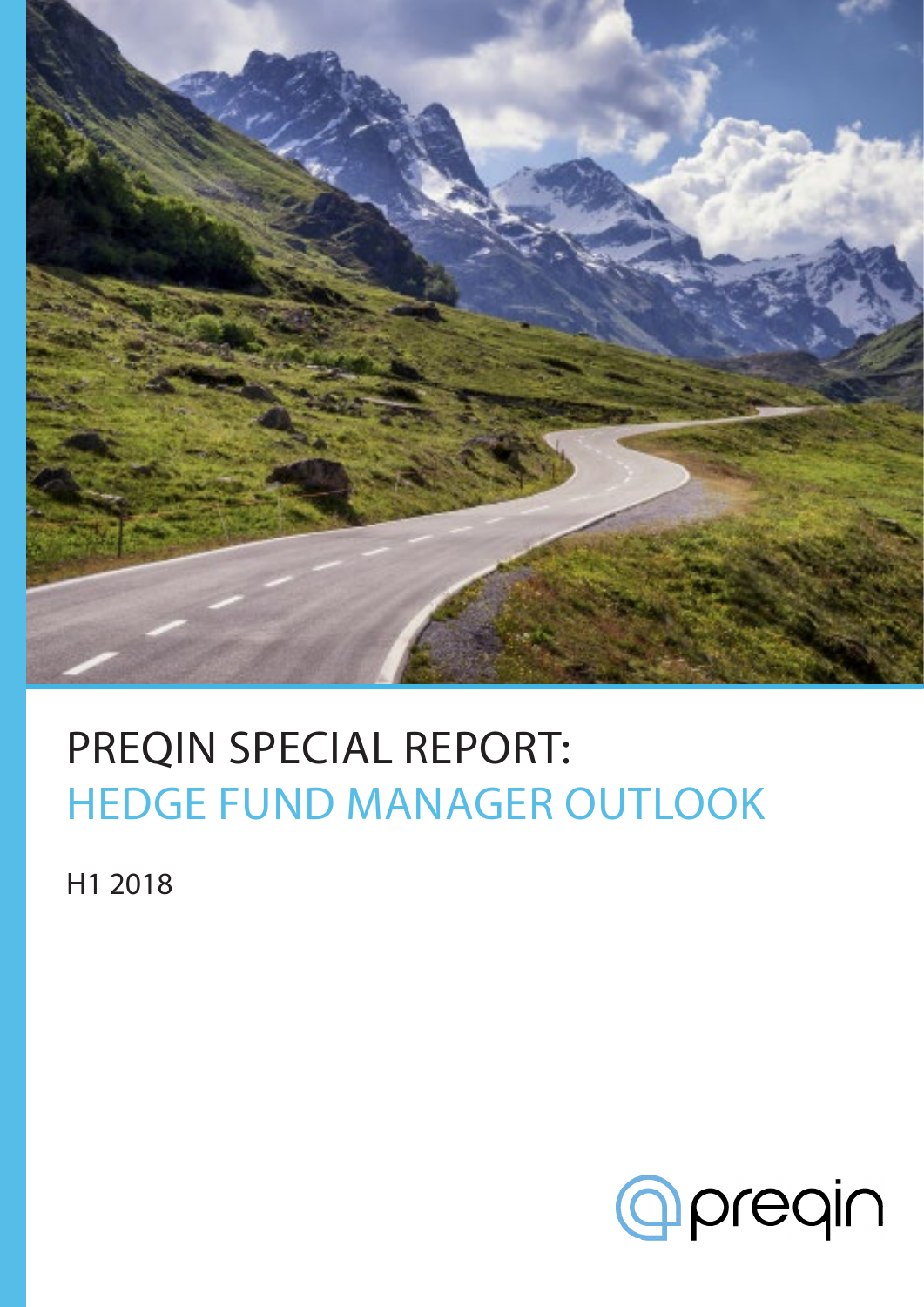# PREQIN SPECIAL REPORT: HEDGE FUND MANAGER OUTLOOK

H1 2018

preqin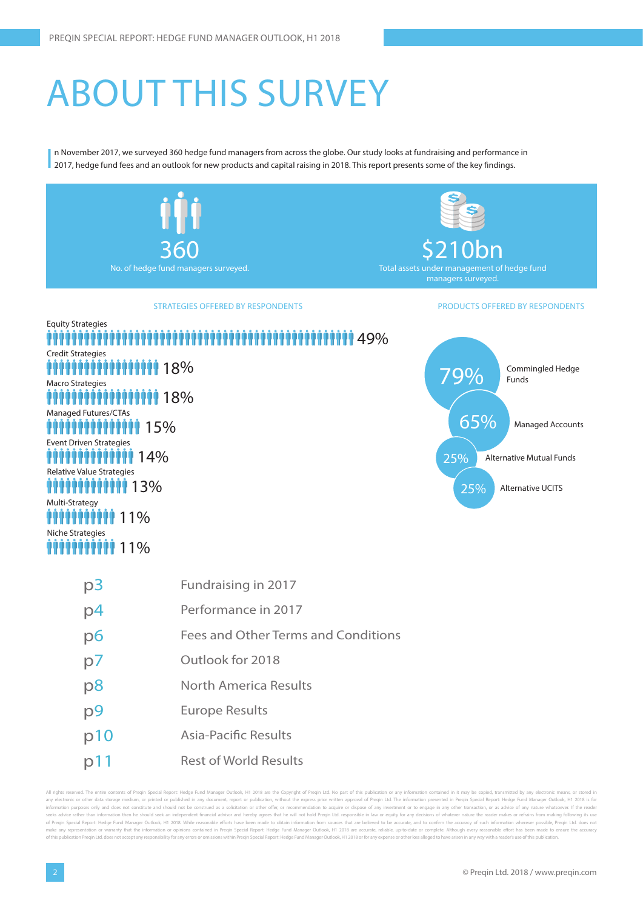# ABOUT THIS SURVEY

In November 2017, we surveyed 360 hedge fund managers from across the globe. Our study looks at fundraising and performance in 2017, hedge fund fees and an outlook for new products and capital raising in 2018. This report presents some of the key findings.

**360**
No. of hedge fund managers surveyed.

**$210bn**
Total assets under management of hedge fund managers surveyed.

## STRATEGIES OFFERED BY RESPONDENTS

| Strategy | % |
|---|---|
| Equity Strategies | 49% |
| Credit Strategies | 18% |
| Macro Strategies | 18% |
| Managed Futures/CTAs | 15% |
| Event Driven Strategies | 14% |
| Relative Value Strategies | 13% |
| Multi-Strategy | 11% |
| Niche Strategies | 11% |

## PRODUCTS OFFERED BY RESPONDENTS

| Product | % |
|---|---|
| Commingled Hedge Funds | 79% |
| Managed Accounts | 65% |
| Alternative Mutual Funds | 25% |
| Alternative UCITS | 25% |

| Page | Section |
|---|---|
| p3 | Fundraising in 2017 |
| p4 | Performance in 2017 |
| p6 | Fees and Other Terms and Conditions |
| p7 | Outlook for 2018 |
| p8 | North America Results |
| p9 | Europe Results |
| p10 | Asia-Pacific Results |
| p11 | Rest of World Results |

All rights reserved. The entire contents of Preqin Special Report: Hedge Fund Manager Outlook, H1 2018 are the Copyright of Preqin Ltd. No part of this publication or any information contained in it may be copied, transmitted by any electronic means, or stored in any electronic or other data storage medium, or printed or published in any document, report or publication, without the express prior written approval of Preqin Ltd. The information presented in Preqin Special Report: Hedge Fund Manager Outlook, H1 2018 is for information purposes only and does not constitute and should not be construed as a solicitation or other offer, or recommendation to acquire or dispose of any investment or to engage in any other transaction, or as advice of any nature whatsoever. If the reader seeks advice rather than information then he should seek an independent financial advisor and hereby agrees that he will not hold Preqin Ltd. responsible in law or equity for any decisions of whatever nature the reader makes or refrains from making following its use of Preqin Special Report: Hedge Fund Manager Outlook, H1 2018. While reasonable efforts have been made to obtain information from sources that are believed to be accurate, and to confirm the accuracy of such information wherever possible, Preqin Ltd. does not make any representation or warranty that the information or opinions contained in Preqin Special Report: Hedge Fund Manager Outlook, H1 2018 are accurate, reliable, up-to-date or complete. Although every reasonable effort has been made to ensure the accuracy of this publication Preqin Ltd. does not accept any responsibility for any errors or omissions within Preqin Special Report: Hedge Fund Manager Outlook, H1 2018 or for any expense or other loss alleged to have arisen in any way with a reader's use of this publication.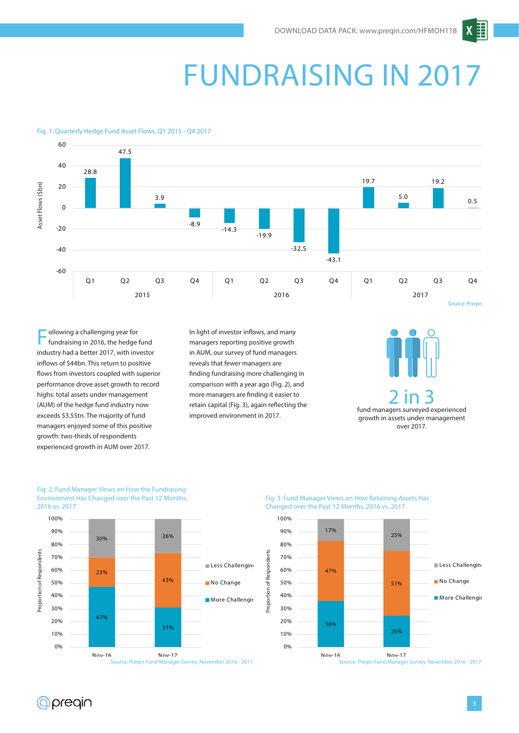# FUNDRAISING IN 2017

Fig. 1: Quarterly Hedge Fund Asset Flows, Q1 2015 - Q4 2017

| Year | Quarter | Asset Flows ($bn) |
|---|---|---|
| 2015 | Q1 | 28.8 |
| 2015 | Q2 | 47.5 |
| 2015 | Q3 | 3.9 |
| 2015 | Q4 | -8.9 |
| 2016 | Q1 | -14.3 |
| 2016 | Q2 | -19.9 |
| 2016 | Q3 | -32.5 |
| 2016 | Q4 | -43.1 |
| 2017 | Q1 | 19.7 |
| 2017 | Q2 | 5.0 |
| 2017 | Q3 | 19.2 |
| 2017 | Q4 | 0.5 |

Source: Preqin

Following a challenging year for fundraising in 2016, the hedge fund industry had a better 2017, with investor inflows of $44bn. This return to positive flows from investors coupled with superior performance drove asset growth to record highs: total assets under management (AUM) of the hedge fund industry now exceeds $3.55tn. The majority of fund managers enjoyed some of this positive growth: two-thirds of respondents experienced growth in AUM over 2017.

In light of investor inflows, and many managers reporting positive growth in AUM, our survey of fund managers reveals that fewer managers are finding fundraising more challenging in comparison with a year ago (Fig. 2), and more managers are finding it easier to retain capital (Fig. 3), again reflecting the improved environment in 2017.

**2 in 3**

fund managers surveyed experienced growth in assets under management over 2017.

Fig. 2: Fund Manager Views on How the Fundraising Environment Has Changed over the Past 12 Months, 2016 vs. 2017

| Proportion of Respondents | Nov-16 | Nov-17 |
|---|---|---|
| Less Challenging | 30% | 26% |
| No Change | 23% | 43% |
| More Challenging | 47% | 31% |

Source: Preqin Fund Manager Survey, November 2016 - 2017

Fig. 3: Fund Manager Views on How Retaining Assets Has Changed over the Past 12 Months, 2016 vs. 2017

| Proportion of Respondents | Nov-16 | Nov-17 |
|---|---|---|
| Less Challenging | 17% | 25% |
| No Change | 47% | 51% |
| More Challenging | 36% | 25% |

Source: Preqin Fund Manager Survey, November 2016 - 2017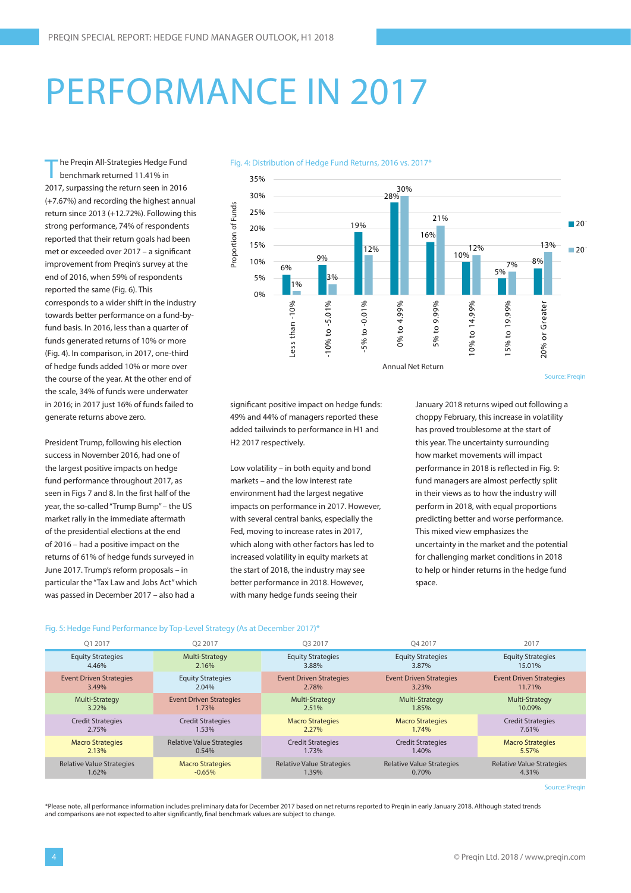# PERFORMANCE IN 2017

The Preqin All-Strategies Hedge Fund benchmark returned 11.41% in 2017, surpassing the return seen in 2016 (+7.67%) and recording the highest annual return since 2013 (+12.72%). Following this strong performance, 74% of respondents reported that their return goals had been met or exceeded over 2017 – a significant improvement from Preqin's survey at the end of 2016, when 59% of respondents reported the same (Fig. 6). This corresponds to a wider shift in the industry towards better performance on a fund-by-fund basis. In 2016, less than a quarter of funds generated returns of 10% or more (Fig. 4). In comparison, in 2017, one-third of hedge funds added 10% or more over the course of the year. At the other end of the scale, 34% of funds were underwater in 2016; in 2017 just 16% of funds failed to generate returns above zero.

President Trump, following his election success in November 2016, had one of the largest positive impacts on hedge fund performance throughout 2017, as seen in Figs 7 and 8. In the first half of the year, the so-called "Trump Bump" – the US market rally in the immediate aftermath of the presidential elections at the end of 2016 – had a positive impact on the returns of 61% of hedge funds surveyed in June 2017. Trump's reform proposals – in particular the "Tax Law and Jobs Act" which was passed in December 2017 – also had a significant positive impact on hedge funds: 49% and 44% of managers reported these added tailwinds to performance in H1 and H2 2017 respectively.

Low volatility – in both equity and bond markets – and the low interest rate environment had the largest negative impacts on performance in 2017. However, with several central banks, especially the Fed, moving to increase rates in 2017, which along with other factors has led to increased volatility in equity markets at the start of 2018, the industry may see better performance in 2018. However, with many hedge funds seeing their January 2018 returns wiped out following a choppy February, this increase in volatility has proved troublesome at the start of this year. The uncertainty surrounding how market movements will impact performance in 2018 is reflected in Fig. 9: fund managers are almost perfectly split in their views as to how the industry will perform in 2018, with equal proportions predicting better and worse performance. This mixed view emphasizes the uncertainty in the market and the potential for challenging market conditions in 2018 to help or hinder returns in the hedge fund space.

Fig. 4: Distribution of Hedge Fund Returns, 2016 vs. 2017*

| Annual Net Return | 2016 | 2017 |
|---|---|---|
| Less than -10% | 6% | 1% |
| -10% to -5.01% | 9% | 3% |
| -5% to -0.01% | 19% | 12% |
| 0% to 4.99% | 28% | 30% |
| 5% to 9.99% | 16% | 21% |
| 10% to 14.99% | 10% | 12% |
| 15% to 19.99% | 5% | 7% |
| 20% or Greater | 8% | 13% |

Source: Preqin

Fig. 5: Hedge Fund Performance by Top-Level Strategy (As at December 2017)*

| Q1 2017 | Q2 2017 | Q3 2017 | Q4 2017 | 2017 |
|---|---|---|---|---|
| Equity Strategies 4.46% | Multi-Strategy 2.16% | Equity Strategies 3.88% | Equity Strategies 3.87% | Equity Strategies 15.01% |
| Event Driven Strategies 3.49% | Equity Strategies 2.04% | Event Driven Strategies 2.78% | Event Driven Strategies 3.23% | Event Driven Strategies 11.71% |
| Multi-Strategy 3.22% | Event Driven Strategies 1.73% | Multi-Strategy 2.51% | Multi-Strategy 1.85% | Multi-Strategy 10.09% |
| Credit Strategies 2.75% | Credit Strategies 1.53% | Macro Strategies 2.27% | Macro Strategies 1.74% | Credit Strategies 7.61% |
| Macro Strategies 2.13% | Relative Value Strategies 0.54% | Credit Strategies 1.73% | Credit Strategies 1.40% | Macro Strategies 5.57% |
| Relative Value Strategies 1.62% | Macro Strategies -0.65% | Relative Value Strategies 1.39% | Relative Value Strategies 0.70% | Relative Value Strategies 4.31% |

Source: Preqin

*Please note, all performance information includes preliminary data for December 2017 based on net returns reported to Preqin in early January 2018. Although stated trends and comparisons are not expected to alter significantly, final benchmark values are subject to change.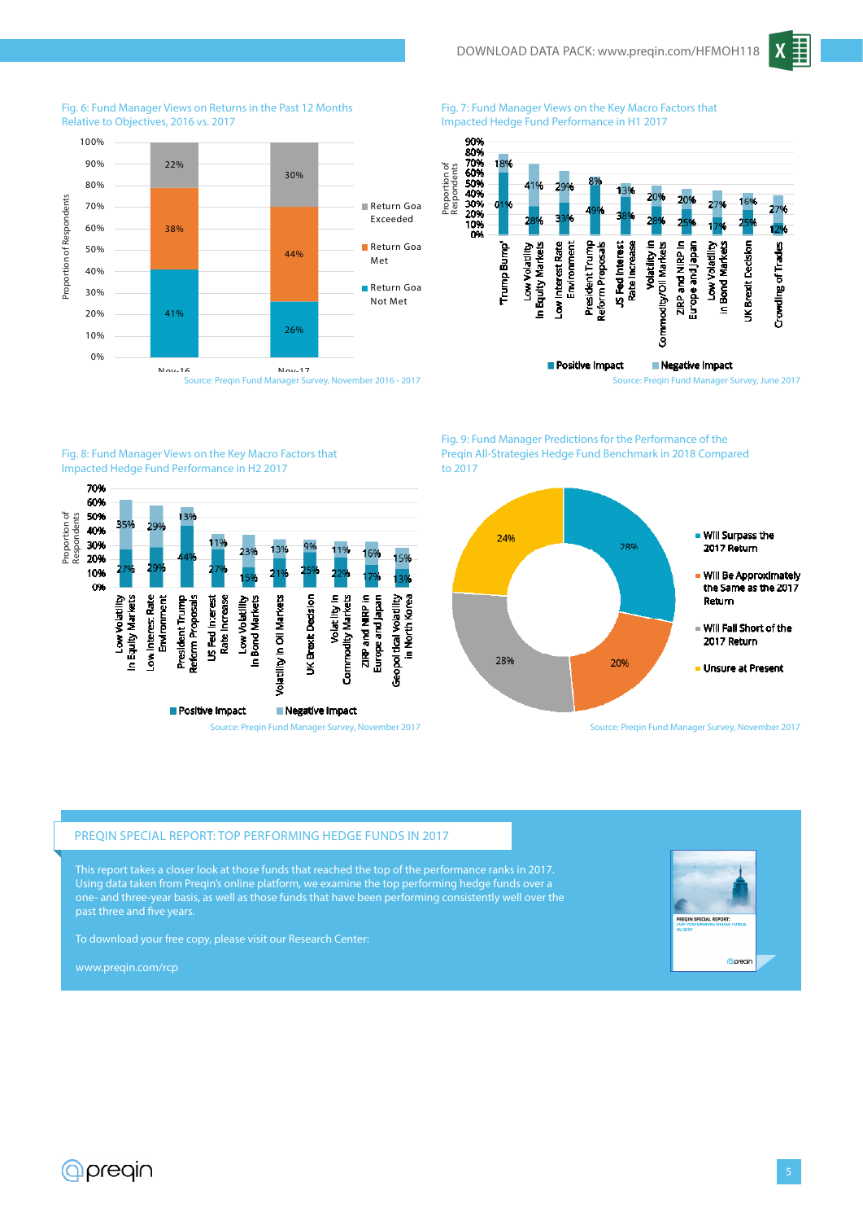DOWNLOAD DATA PACK: www.preqin.com/HFMOH118

Fig. 6: Fund Manager Views on Returns in the Past 12 Months Relative to Objectives, 2016 vs. 2017

| | Nov-16 | Nov-17 |
|---|---|---|
| Return Goal Exceeded | 22% | 30% |
| Return Goal Met | 38% | 44% |
| Return Goal Not Met | 41% | 26% |

Source: Preqin Fund Manager Survey, November 2016 - 2017

Fig. 7: Fund Manager Views on the Key Macro Factors that Impacted Hedge Fund Performance in H1 2017

| | Positive Impact | Negative Impact |
|---|---|---|
| 'Trump Bump' | 61% | 18% |
| Low Volatility in Equity Markets | 28% | 41% |
| Low Interest Rate Environment | 33% | 29% |
| President Trump Reform Proposals | 49% | 8% |
| US Fed Interest Rate Increase | 38% | 13% |
| Volatility in Commodity/Oil Markets | 28% | 20% |
| ZIRP and NIRP in Europe and Japan | 25% | 20% |
| Low Volatility in Bond Markets | 17% | 27% |
| UK Brexit Decision | 25% | 16% |
| Crowding of Trades | 12% | 27% |

Source: Preqin Fund Manager Survey, June 2017

Fig. 8: Fund Manager Views on the Key Macro Factors that Impacted Hedge Fund Performance in H2 2017

| | Positive Impact | Negative Impact |
|---|---|---|
| Low Volatility in Equity Markets | 27% | 35% |
| Low Interest Rate Environment | 29% | 29% |
| President Trump Reform Proposals | 44% | 13% |
| US Fed Interest Rate Increase | 27% | 11% |
| Low Volatility in Bond Markets | 15% | 23% |
| Volatility in Oil Markets | 21% | 13% |
| UK Brexit Decision | 25% | 9% |
| Volatility in Commodity Markets | 22% | 11% |
| ZIRP and NIRP in Europe and Japan | 17% | 16% |
| Geopolitical Volatility in North Korea | 13% | 15% |

Source: Preqin Fund Manager Survey, November 2017

Fig. 9: Fund Manager Predictions for the Performance of the Preqin All-Strategies Hedge Fund Benchmark in 2018 Compared to 2017

| | Proportion of Respondents |
|---|---|
| Will Surpass the 2017 Return | 28% |
| Will Be Approximately the Same as the 2017 Return | 20% |
| Will Fall Short of the 2017 Return | 28% |
| Unsure at Present | 24% |

Source: Preqin Fund Manager Survey, November 2017

## PREQIN SPECIAL REPORT: TOP PERFORMING HEDGE FUNDS IN 2017

This report takes a closer look at those funds that reached the top of the performance ranks in 2017. Using data taken from Preqin's online platform, we examine the top performing hedge funds over a one- and three-year basis, as well as those funds that have been performing consistently well over the past three and five years.

To download your free copy, please visit our Research Center:

www.preqin.com/rcp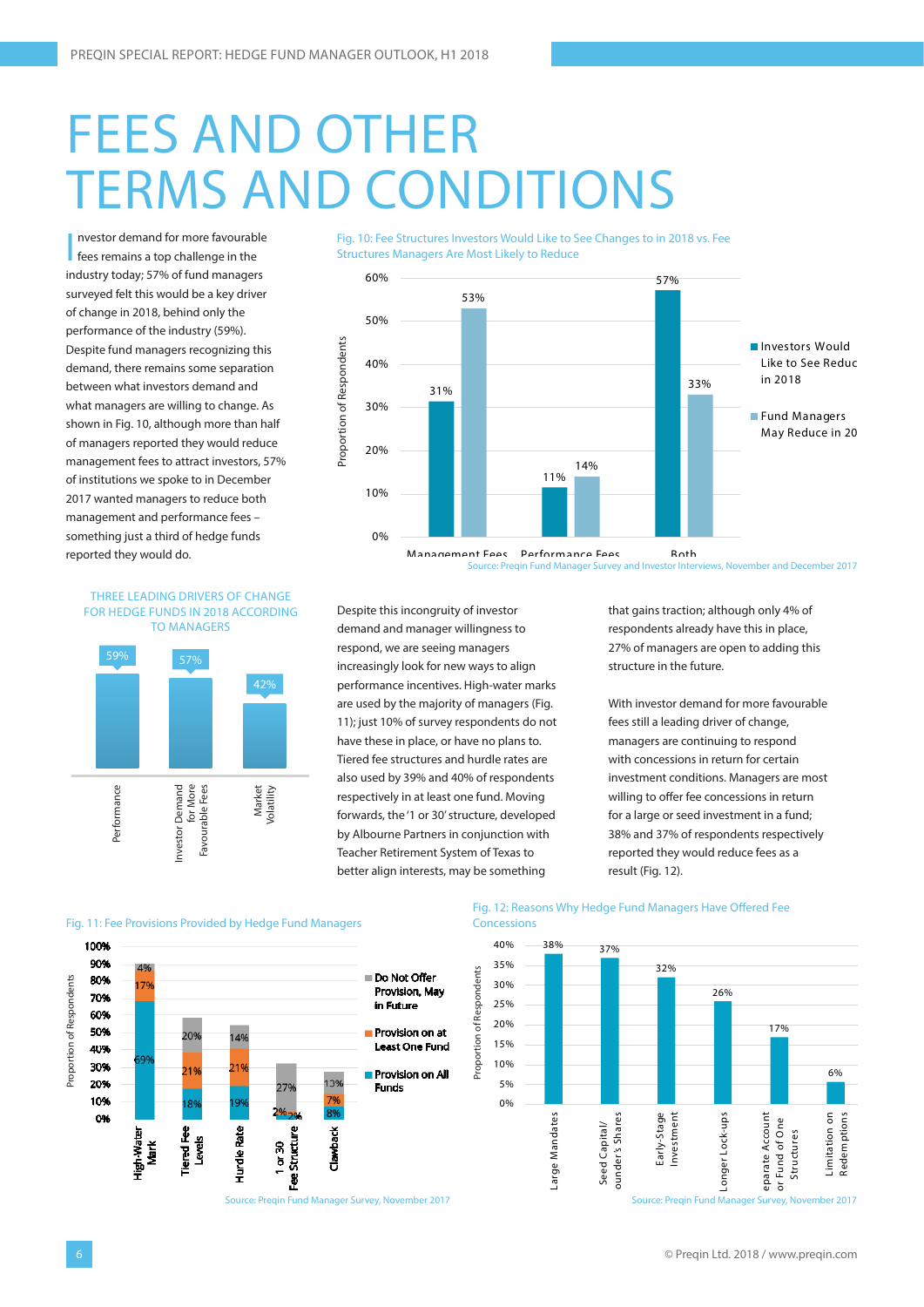# FEES AND OTHER TERMS AND CONDITIONS

Investor demand for more favourable fees remains a top challenge in the industry today; 57% of fund managers surveyed felt this would be a key driver of change in 2018, behind only the performance of the industry (59%). Despite fund managers recognizing this demand, there remains some separation between what investors demand and what managers are willing to change. As shown in Fig. 10, although more than half of managers reported they would reduce management fees to attract investors, 57% of institutions we spoke to in December 2017 wanted managers to reduce both management and performance fees – something just a third of hedge funds reported they would do.

Fig. 10: Fee Structures Investors Would Like to See Changes to in 2018 vs. Fee Structures Managers Are Most Likely to Reduce

| | Investors Would Like to See Reduc in 2018 | Fund Managers May Reduce in 20 |
|---|---|---|
| Management Fees | 31% | 53% |
| Performance Fees | 11% | 14% |
| Both | 57% | 33% |

Source: Preqin Fund Manager Survey and Investor Interviews, November and December 2017

THREE LEADING DRIVERS OF CHANGE FOR HEDGE FUNDS IN 2018 ACCORDING TO MANAGERS

| Driver | Proportion |
|---|---|
| Performance | 59% |
| Investor Demand for More Favourable Fees | 57% |
| Market Volatility | 42% |

Despite this incongruity of investor demand and manager willingness to respond, we are seeing managers increasingly look for new ways to align performance incentives. High-water marks are used by the majority of managers (Fig. 11); just 10% of survey respondents do not have these in place, or have no plans to. Tiered fee structures and hurdle rates are also used by 39% and 40% of respondents respectively in at least one fund. Moving forwards, the '1 or 30' structure, developed by Albourne Partners in conjunction with Teacher Retirement System of Texas to better align interests, may be something that gains traction; although only 4% of respondents already have this in place, 27% of managers are open to adding this structure in the future.

With investor demand for more favourable fees still a leading driver of change, managers are continuing to respond with concessions in return for certain investment conditions. Managers are most willing to offer fee concessions in return for a large or seed investment in a fund; 38% and 37% of respondents respectively reported they would reduce fees as a result (Fig. 12).

Fig. 11: Fee Provisions Provided by Hedge Fund Managers

| | Provision on All Funds | Provision on at Least One Fund | Do Not Offer Provision, May in Future |
|---|---|---|---|
| High-Water Mark | 69% | 17% | 4% |
| Tiered Fee Levels | 18% | 21% | 20% |
| Hurdle Rate | 19% | 21% | 14% |
| 1 or 30 Fee Structure | 2% | 2% | 27% |
| Clawback | 8% | 7% | 13% |

Source: Preqin Fund Manager Survey, November 2017

Fig. 12: Reasons Why Hedge Fund Managers Have Offered Fee Concessions

| Reason | Proportion of Respondents |
|---|---|
| Large Mandates | 38% |
| Seed Capital/Founder's Shares | 37% |
| Early-Stage Investment | 32% |
| Longer Lock-ups | 26% |
| Separate Account or Fund of One Structures | 17% |
| Limitation on Redemptions | 6% |

Source: Preqin Fund Manager Survey, November 2017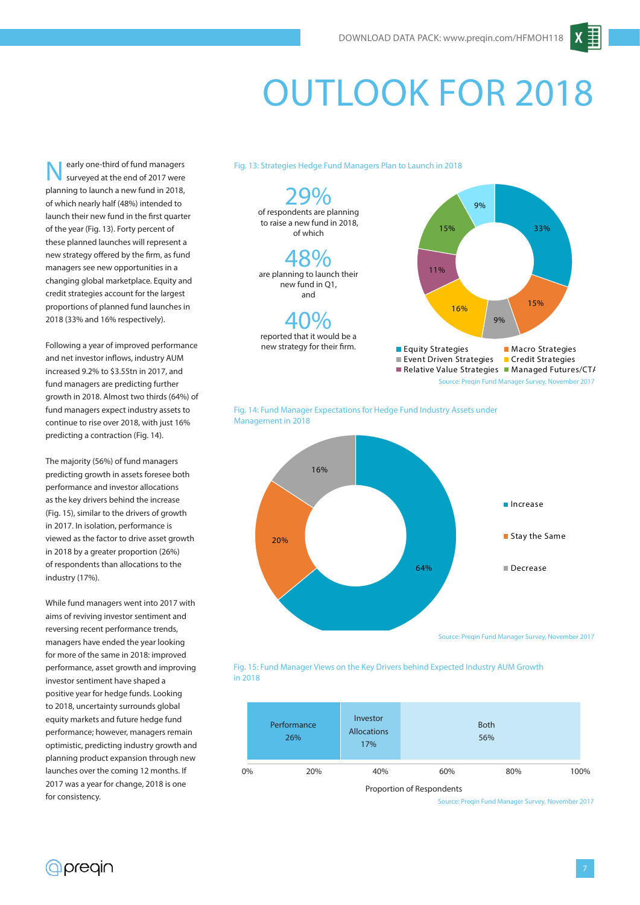# OUTLOOK FOR 2018

Nearly one-third of fund managers surveyed at the end of 2017 were planning to launch a new fund in 2018, of which nearly half (48%) intended to launch their new fund in the first quarter of the year (Fig. 13). Forty percent of these planned launches will represent a new strategy offered by the firm, as fund managers see new opportunities in a changing global marketplace. Equity and credit strategies account for the largest proportions of planned fund launches in 2018 (33% and 16% respectively).

Following a year of improved performance and net investor inflows, industry AUM increased 9.2% to $3.55tn in 2017, and fund managers are predicting further growth in 2018. Almost two thirds (64%) of fund managers expect industry assets to continue to rise over 2018, with just 16% predicting a contraction (Fig. 14).

The majority (56%) of fund managers predicting growth in assets foresee both performance and investor allocations as the key drivers behind the increase (Fig. 15), similar to the drivers of growth in 2017. In isolation, performance is viewed as the factor to drive asset growth in 2018 by a greater proportion (26%) of respondents than allocations to the industry (17%).

While fund managers went into 2017 with aims of reviving investor sentiment and reversing recent performance trends, managers have ended the year looking for more of the same in 2018: improved performance, asset growth and improving investor sentiment have shaped a positive year for hedge funds. Looking to 2018, uncertainty surrounds global equity markets and future hedge fund performance; however, managers remain optimistic, predicting industry growth and planning product expansion through new launches over the coming 12 months. If 2017 was a year for change, 2018 is one for consistency.

Fig. 13: Strategies Hedge Fund Managers Plan to Launch in 2018

**29%** of respondents are planning to raise a new fund in 2018, of which

**48%** are planning to launch their new fund in Q1, and

**40%** reported that it would be a new strategy for their firm.

| Strategy | Proportion |
|---|---|
| Equity Strategies | 33% |
| Macro Strategies | 15% |
| Event Driven Strategies | 9% |
| Credit Strategies | 16% |
| Relative Value Strategies | 11% |
| Managed Futures/CTA | 15% |
| Other | 9% |

Source: Preqin Fund Manager Survey, November 2017

Fig. 14: Fund Manager Expectations for Hedge Fund Industry Assets under Management in 2018

| Expectation | Proportion |
|---|---|
| Increase | 64% |
| Stay the Same | 20% |
| Decrease | 16% |

Source: Preqin Fund Manager Survey, November 2017

Fig. 15: Fund Manager Views on the Key Drivers behind Expected Industry AUM Growth in 2018

| Driver | Proportion of Respondents |
|---|---|
| Performance | 26% |
| Investor Allocations | 17% |
| Both | 56% |

Source: Preqin Fund Manager Survey, November 2017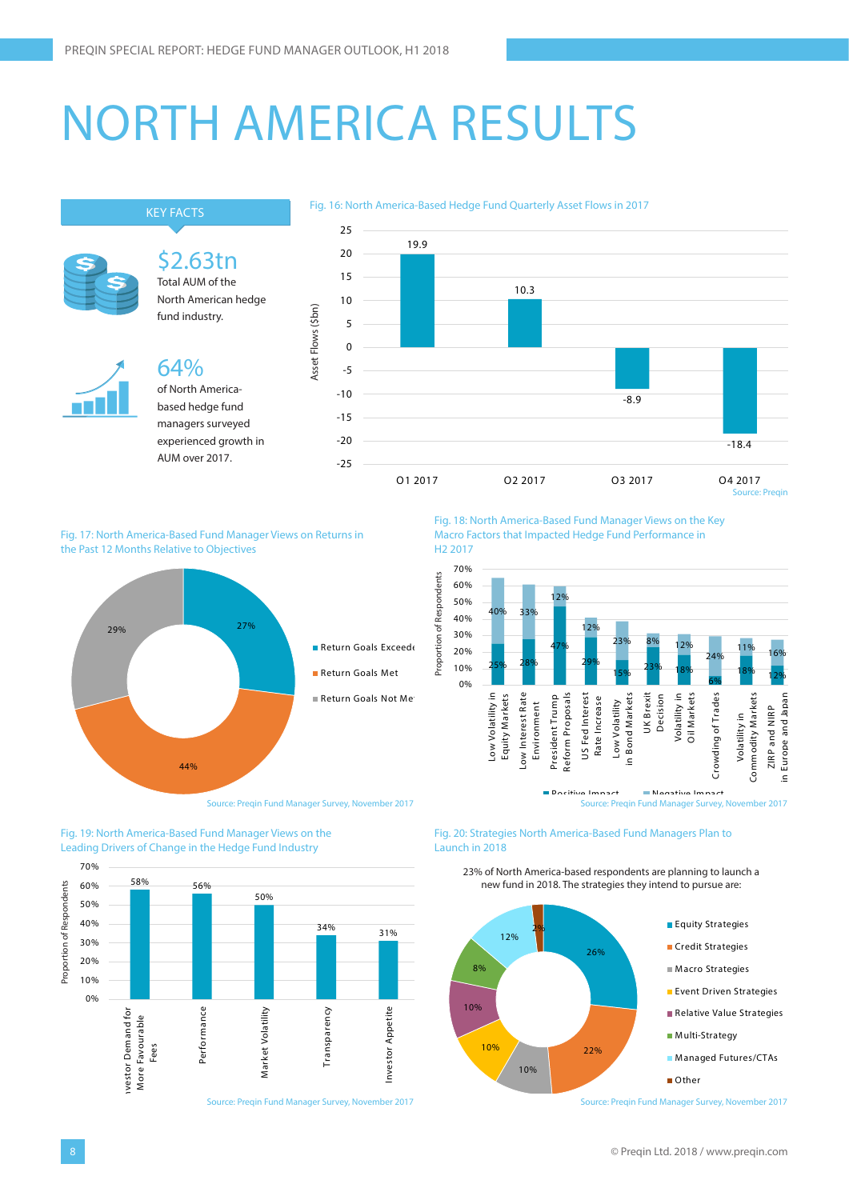# NORTH AMERICA RESULTS

## KEY FACTS

**$2.63tn**
Total AUM of the North American hedge fund industry.

**64%**
of North America-based hedge fund managers surveyed experienced growth in AUM over 2017.

Fig. 16: North America-Based Hedge Fund Quarterly Asset Flows in 2017

| Quarter | Asset Flows ($bn) |
|---|---|
| Q1 2017 | 19.9 |
| Q2 2017 | 10.3 |
| Q3 2017 | -8.9 |
| Q4 2017 | -18.4 |

Source: Preqin

Fig. 17: North America-Based Fund Manager Views on Returns in the Past 12 Months Relative to Objectives

| View | Proportion |
|---|---|
| Return Goals Exceeded | 27% |
| Return Goals Met | 44% |
| Return Goals Not Met | 29% |

Source: Preqin Fund Manager Survey, November 2017

Fig. 18: North America-Based Fund Manager Views on the Key Macro Factors that Impacted Hedge Fund Performance in H2 2017

| Factor | Positive Impact | Negative Impact |
|---|---|---|
| Low Volatility in Equity Markets | 25% | 40% |
| Low Interest Rate Environment | 28% | 33% |
| President Trump Reform Proposals | 47% | 12% |
| US Fed Interest Rate Increase | 29% | 12% |
| Low Volatility in Bond Markets | 15% | 23% |
| UK Brexit Decision | 23% | 8% |
| Volatility in Oil Markets | 18% | 12% |
| Crowding of Trades | 6% | 24% |
| Volatility in Commodity Markets | 18% | 11% |
| ZIRP and NIRP in Europe and Japan | 12% | 16% |

Source: Preqin Fund Manager Survey, November 2017

Fig. 19: North America-Based Fund Manager Views on the Leading Drivers of Change in the Hedge Fund Industry

| Driver | Proportion of Respondents |
|---|---|
| Investor Demand for More Favourable Fees | 58% |
| Performance | 56% |
| Market Volatility | 50% |
| Transparency | 34% |
| Investor Appetite | 31% |

Source: Preqin Fund Manager Survey, November 2017

Fig. 20: Strategies North America-Based Fund Managers Plan to Launch in 2018

23% of North America-based respondents are planning to launch a new fund in 2018. The strategies they intend to pursue are:

| Strategy | Proportion |
|---|---|
| Equity Strategies | 26% |
| Credit Strategies | 22% |
| Macro Strategies | 10% |
| Event Driven Strategies | 10% |
| Relative Value Strategies | 10% |
| Multi-Strategy | 8% |
| Managed Futures/CTAs | 12% |
| Other | 2% |

Source: Preqin Fund Manager Survey, November 2017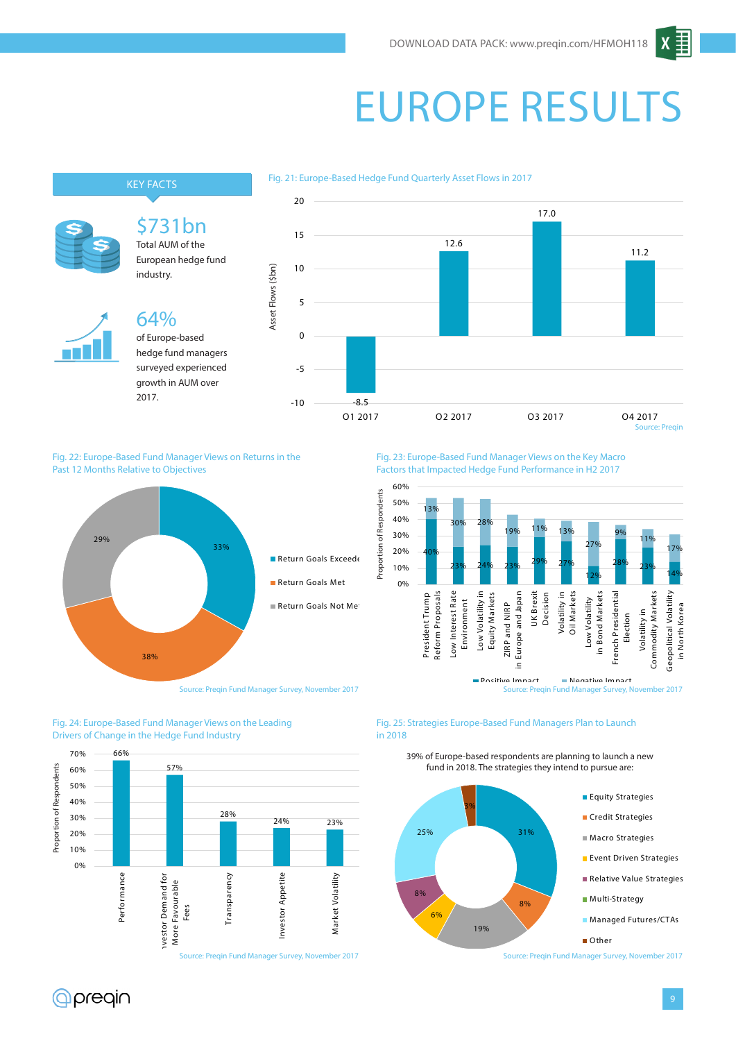DOWNLOAD DATA PACK: www.preqin.com/HFMOH118

# EUROPE RESULTS

## KEY FACTS

**$731bn**
Total AUM of the European hedge fund industry.

**64%**
of Europe-based hedge fund managers surveyed experienced growth in AUM over 2017.

Fig. 21: Europe-Based Hedge Fund Quarterly Asset Flows in 2017

| Quarter | Asset Flows ($bn) |
|---|---|
| Q1 2017 | -8.5 |
| Q2 2017 | 12.6 |
| Q3 2017 | 17.0 |
| Q4 2017 | 11.2 |

Source: Preqin

Fig. 22: Europe-Based Fund Manager Views on Returns in the Past 12 Months Relative to Objectives

| View | Proportion |
|---|---|
| Return Goals Exceeded | 33% |
| Return Goals Met | 38% |
| Return Goals Not Met | 29% |

Source: Preqin Fund Manager Survey, November 2017

Fig. 23: Europe-Based Fund Manager Views on the Key Macro Factors that Impacted Hedge Fund Performance in H2 2017

| Factor | Positive Impact | Negative Impact |
|---|---|---|
| President Trump Reform Proposals | 40% | 13% |
| Low Interest Rate Environment | 23% | 30% |
| Low Volatility in Equity Markets | 24% | 28% |
| ZIRP and NIRP in Europe and Japan | 23% | 19% |
| UK Brexit Decision | 29% | 11% |
| Volatility in Oil Markets | 27% | 13% |
| Low Volatility in Bond Markets | 12% | 27% |
| French Presidential Election | 28% | 9% |
| Volatility in Commodity Markets | 23% | 11% |
| Geopolitical Volatility in North Korea | 14% | 17% |

Source: Preqin Fund Manager Survey, November 2017

Fig. 24: Europe-Based Fund Manager Views on the Leading Drivers of Change in the Hedge Fund Industry

| Driver | Proportion of Respondents |
|---|---|
| Performance | 66% |
| Investor Demand for More Favourable Fees | 57% |
| Transparency | 28% |
| Investor Appetite | 24% |
| Market Volatility | 23% |

Source: Preqin Fund Manager Survey, November 2017

Fig. 25: Strategies Europe-Based Fund Managers Plan to Launch in 2018

39% of Europe-based respondents are planning to launch a new fund in 2018. The strategies they intend to pursue are:

| Strategy | Proportion |
|---|---|
| Equity Strategies | 31% |
| Credit Strategies | 8% |
| Macro Strategies | 19% |
| Event Driven Strategies | 6% |
| Relative Value Strategies | 8% |
| Multi-Strategy | |
| Managed Futures/CTAs | 25% |
| Other | 3% |

Source: Preqin Fund Manager Survey, November 2017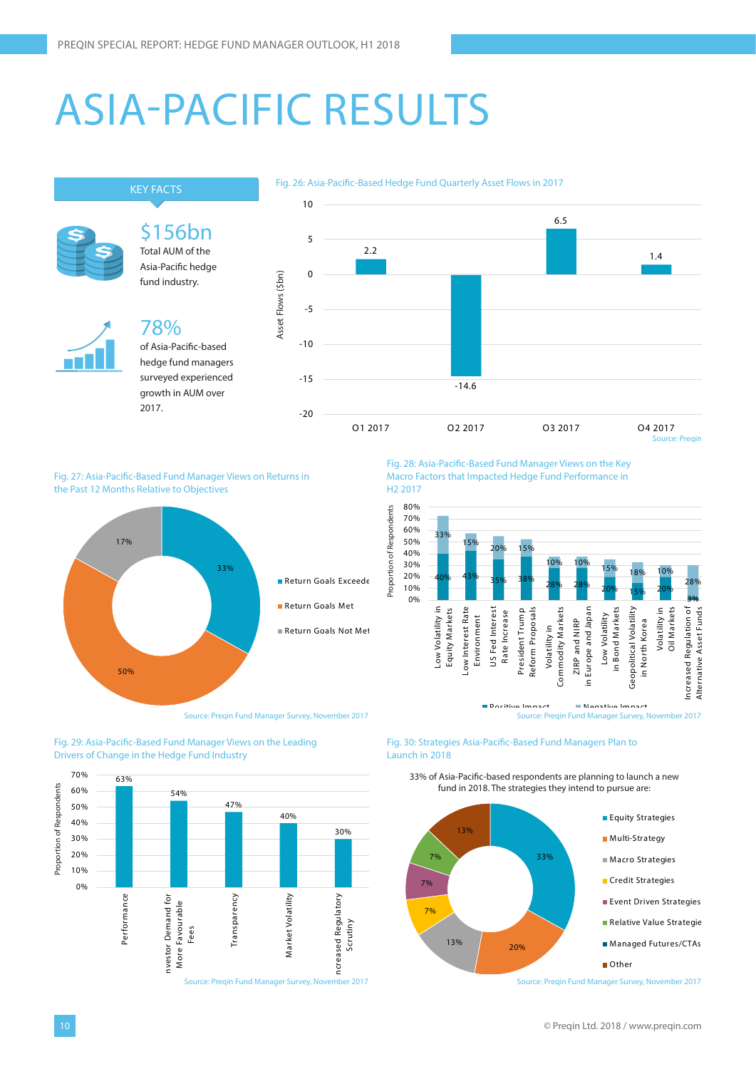# ASIA-PACIFIC RESULTS

## KEY FACTS

**$156bn**
Total AUM of the Asia-Pacific hedge fund industry.

**78%**
of Asia-Pacific-based hedge fund managers surveyed experienced growth in AUM over 2017.

Fig. 26: Asia-Pacific-Based Hedge Fund Quarterly Asset Flows in 2017

| Quarter | Asset Flows ($bn) |
|---|---|
| Q1 2017 | 2.2 |
| Q2 2017 | -14.6 |
| Q3 2017 | 6.5 |
| Q4 2017 | 1.4 |

Source: Preqin

Fig. 27: Asia-Pacific-Based Fund Manager Views on Returns in the Past 12 Months Relative to Objectives

| Response | Proportion |
|---|---|
| Return Goals Exceeded | 33% |
| Return Goals Met | 50% |
| Return Goals Not Met | 17% |

Source: Preqin Fund Manager Survey, November 2017

Fig. 28: Asia-Pacific-Based Fund Manager Views on the Key Macro Factors that Impacted Hedge Fund Performance in H2 2017

| Factor | Positive Impact | Negative Impact |
|---|---|---|
| Low Volatility in Equity Markets | 40% | 33% |
| Low Interest Rate Environment | 43% | 15% |
| US Fed Interest Rate Increase | 35% | 20% |
| President Trump Reform Proposals | 38% | 15% |
| Volatility in Commodity Markets | 28% | 10% |
| ZIRP and NIRP in Europe and Japan | 28% | 10% |
| Low Volatility in Bond Markets | 20% | 15% |
| Geopolitical Volatility in North Korea | 15% | 18% |
| Volatility in Oil Markets | 20% | 10% |
| Increased Regulation of Alternative Asset Funds | 3% | 28% |

Source: Preqin Fund Manager Survey, November 2017

Fig. 29: Asia-Pacific-Based Fund Manager Views on the Leading Drivers of Change in the Hedge Fund Industry

| Driver | Proportion of Respondents |
|---|---|
| Performance | 63% |
| Investor Demand for More Favourable Fees | 54% |
| Transparency | 47% |
| Market Volatility | 40% |
| Increased Regulatory Scrutiny | 30% |

Source: Preqin Fund Manager Survey, November 2017

Fig. 30: Strategies Asia-Pacific-Based Fund Managers Plan to Launch in 2018

33% of Asia-Pacific-based respondents are planning to launch a new fund in 2018. The strategies they intend to pursue are:

| Strategy | Proportion |
|---|---|
| Equity Strategies | 33% |
| Multi-Strategy | 20% |
| Macro Strategies | 13% |
| Credit Strategies | 7% |
| Event Driven Strategies | 7% |
| Relative Value Strategies | 7% |
| Managed Futures/CTAs | |
| Other | 13% |

Source: Preqin Fund Manager Survey, November 2017

© Preqin Ltd. 2018 / www.preqin.com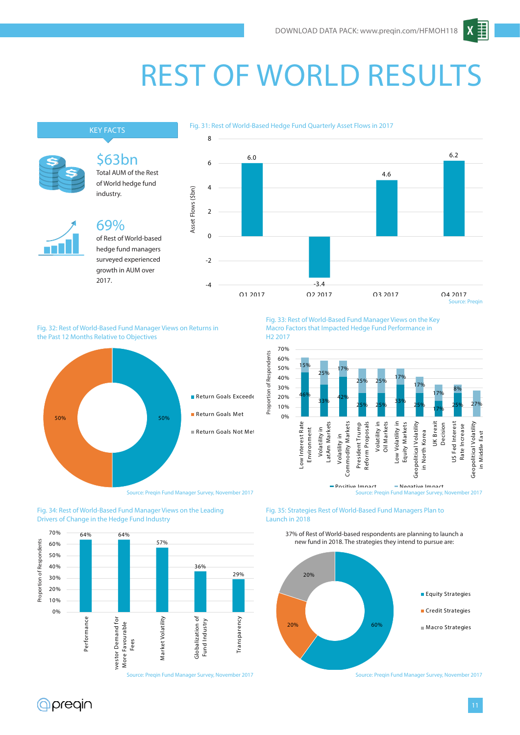DOWNLOAD DATA PACK: www.preqin.com/HFMOH118

# REST OF WORLD RESULTS

## KEY FACTS

**$63bn**
Total AUM of the Rest of World hedge fund industry.

**69%**
of Rest of World-based hedge fund managers surveyed experienced growth in AUM over 2017.

Fig. 31: Rest of World-Based Hedge Fund Quarterly Asset Flows in 2017

| | Asset Flows ($bn) |
|---|---|
| Q1 2017 | 6.0 |
| Q2 2017 | -3.4 |
| Q3 2017 | 4.6 |
| Q4 2017 | 6.2 |

Source: Preqin

Fig. 32: Rest of World-Based Fund Manager Views on Returns in the Past 12 Months Relative to Objectives

| | Proportion of Respondents |
|---|---|
| Return Goals Exceeded | 50% |
| Return Goals Met | 50% |
| Return Goals Not Met | |

Source: Preqin Fund Manager Survey, November 2017

Fig. 33: Rest of World-Based Fund Manager Views on the Key Macro Factors that Impacted Hedge Fund Performance in H2 2017

| | Positive Impact | Negative Impact |
|---|---|---|
| Low Interest Rate Environment | 46% | 15% |
| Volatility in LatAm Markets | 33% | 25% |
| Volatility in Commodity Markets | 42% | 17% |
| President Trump Reform Proposals | 25% | 25% |
| Volatility in Oil Markets | 25% | 25% |
| Low Volatility in Equity Markets | 33% | 17% |
| Geopolitical Volatility in North Korea | 25% | 17% |
| UK Brexit Decision | 17% | 17% |
| US Fed Interest Rate Increase | 25% | 8% |
| Geopolitical Volatility in Middle East | | 27% |

Source: Preqin Fund Manager Survey, November 2017

Fig. 34: Rest of World-Based Fund Manager Views on the Leading Drivers of Change in the Hedge Fund Industry

| | Proportion of Respondents |
|---|---|
| Performance | 64% |
| Investor Demand for More Favourable Fees | 64% |
| Market Volatility | 57% |
| Globalization of Fund Industry | 36% |
| Transparency | 29% |

Source: Preqin Fund Manager Survey, November 2017

Fig. 35: Strategies Rest of World-Based Fund Managers Plan to Launch in 2018

37% of Rest of World-based respondents are planning to launch a new fund in 2018. The strategies they intend to pursue are:

| | Proportion of Respondents |
|---|---|
| Equity Strategies | 60% |
| Credit Strategies | 20% |
| Macro Strategies | 20% |

Source: Preqin Fund Manager Survey, November 2017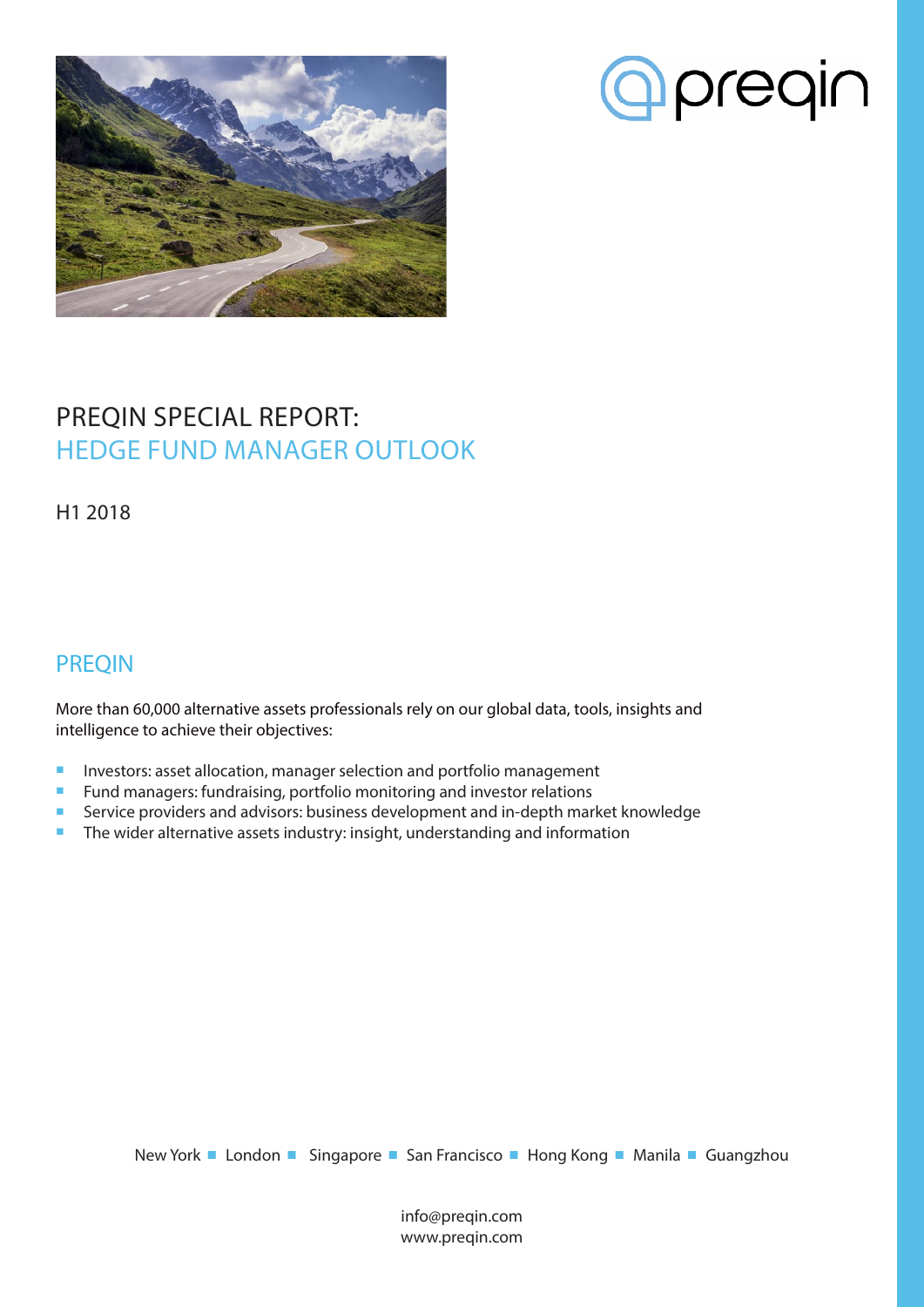preqin

# PREQIN SPECIAL REPORT: HEDGE FUND MANAGER OUTLOOK

H1 2018

## PREQIN

More than 60,000 alternative assets professionals rely on our global data, tools, insights and intelligence to achieve their objectives:

- Investors: asset allocation, manager selection and portfolio management
- Fund managers: fundraising, portfolio monitoring and investor relations
- Service providers and advisors: business development and in-depth market knowledge
- The wider alternative assets industry: insight, understanding and information

New York ■ London ■ Singapore ■ San Francisco ■ Hong Kong ■ Manila ■ Guangzhou

info@preqin.com
www.preqin.com